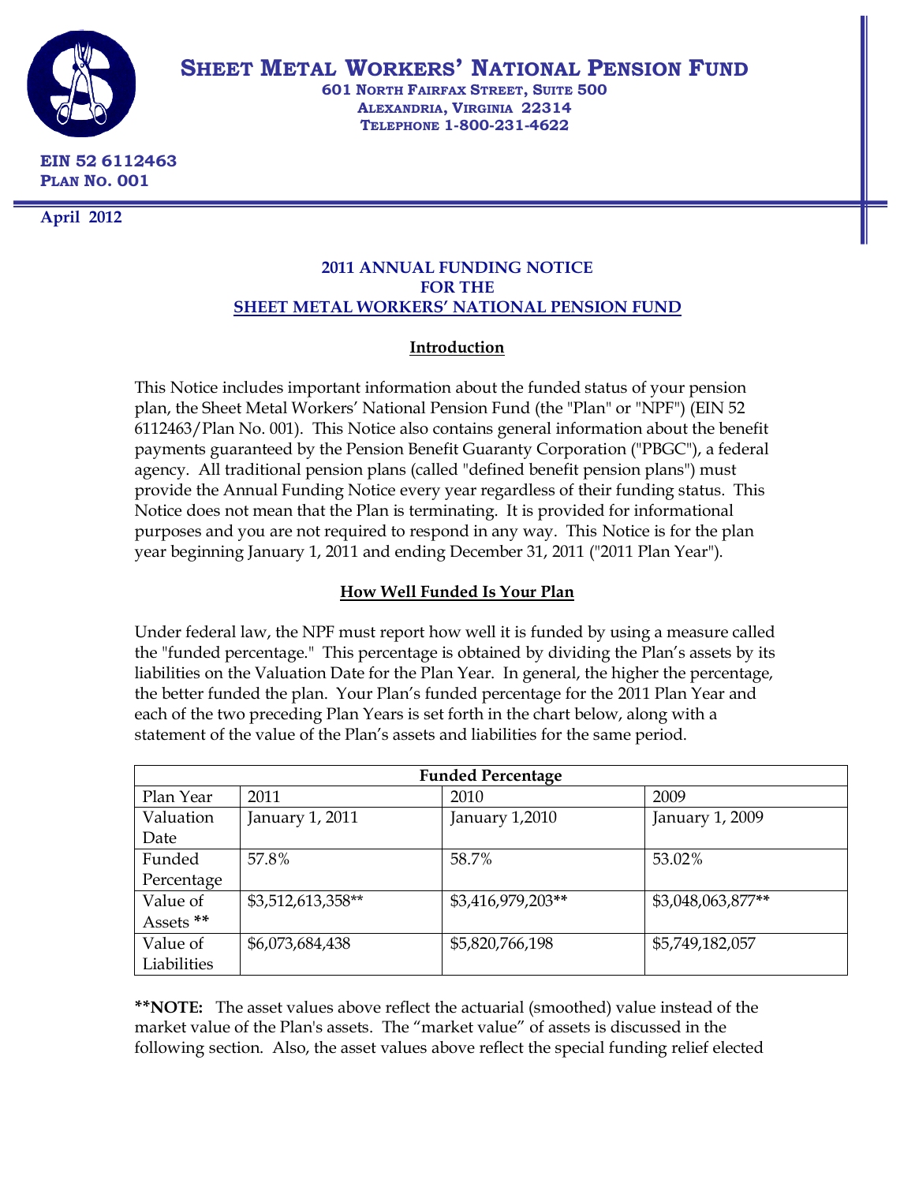**SHEET METAL WORKERS' NATIONAL PENSION FUND**

601 NORTH FAIRFAX STREET, SUITE 500
ALEXANDRIA, VIRGINIA 22314
TELEPHONE 1-800-231-4622

**EIN 52 6112463**
**PLAN NO. 001**

**April 2012**

## 2011 ANNUAL FUNDING NOTICE FOR THE SHEET METAL WORKERS' NATIONAL PENSION FUND

### Introduction

This Notice includes important information about the funded status of your pension plan, the Sheet Metal Workers' National Pension Fund (the "Plan" or "NPF") (EIN 52 6112463/Plan No. 001). This Notice also contains general information about the benefit payments guaranteed by the Pension Benefit Guaranty Corporation ("PBGC"), a federal agency. All traditional pension plans (called "defined benefit pension plans") must provide the Annual Funding Notice every year regardless of their funding status. This Notice does not mean that the Plan is terminating. It is provided for informational purposes and you are not required to respond in any way. This Notice is for the plan year beginning January 1, 2011 and ending December 31, 2011 ("2011 Plan Year").

### How Well Funded Is Your Plan

Under federal law, the NPF must report how well it is funded by using a measure called the "funded percentage." This percentage is obtained by dividing the Plan's assets by its liabilities on the Valuation Date for the Plan Year. In general, the higher the percentage, the better funded the plan. Your Plan's funded percentage for the 2011 Plan Year and each of the two preceding Plan Years is set forth in the chart below, along with a statement of the value of the Plan's assets and liabilities for the same period.

| **Funded Percentage** | | | |
|---|---|---|---|
| Plan Year | 2011 | 2010 | 2009 |
| Valuation Date | January 1, 2011 | January 1,2010 | January 1, 2009 |
| Funded Percentage | 57.8% | 58.7% | 53.02% |
| Value of Assets ** | $3,512,613,358** | $3,416,979,203** | $3,048,063,877** |
| Value of Liabilities | $6,073,684,438 | $5,820,766,198 | $5,749,182,057 |

****NOTE:** The asset values above reflect the actuarial (smoothed) value instead of the market value of the Plan's assets. The "market value" of assets is discussed in the following section. Also, the asset values above reflect the special funding relief elected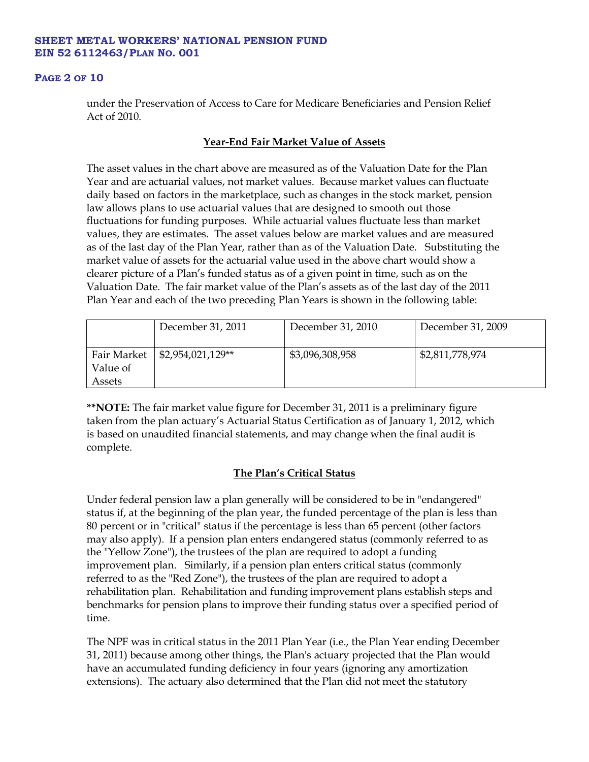under the Preservation of Access to Care for Medicare Beneficiaries and Pension Relief Act of 2010.

## Year-End Fair Market Value of Assets

The asset values in the chart above are measured as of the Valuation Date for the Plan Year and are actuarial values, not market values. Because market values can fluctuate daily based on factors in the marketplace, such as changes in the stock market, pension law allows plans to use actuarial values that are designed to smooth out those fluctuations for funding purposes. While actuarial values fluctuate less than market values, they are estimates. The asset values below are market values and are measured as of the last day of the Plan Year, rather than as of the Valuation Date. Substituting the market value of assets for the actuarial value used in the above chart would show a clearer picture of a Plan's funded status as of a given point in time, such as on the Valuation Date. The fair market value of the Plan's assets as of the last day of the 2011 Plan Year and each of the two preceding Plan Years is shown in the following table:

| | December 31, 2011 | December 31, 2010 | December 31, 2009 |
|---|---|---|---|
| Fair Market Value of Assets | $2,954,021,129** | $3,096,308,958 | $2,811,778,974 |

****NOTE:** The fair market value figure for December 31, 2011 is a preliminary figure taken from the plan actuary's Actuarial Status Certification as of January 1, 2012, which is based on unaudited financial statements, and may change when the final audit is complete.

## The Plan's Critical Status

Under federal pension law a plan generally will be considered to be in "endangered" status if, at the beginning of the plan year, the funded percentage of the plan is less than 80 percent or in "critical" status if the percentage is less than 65 percent (other factors may also apply). If a pension plan enters endangered status (commonly referred to as the "Yellow Zone"), the trustees of the plan are required to adopt a funding improvement plan. Similarly, if a pension plan enters critical status (commonly referred to as the "Red Zone"), the trustees of the plan are required to adopt a rehabilitation plan. Rehabilitation and funding improvement plans establish steps and benchmarks for pension plans to improve their funding status over a specified period of time.

The NPF was in critical status in the 2011 Plan Year (i.e., the Plan Year ending December 31, 2011) because among other things, the Plan's actuary projected that the Plan would have an accumulated funding deficiency in four years (ignoring any amortization extensions). The actuary also determined that the Plan did not meet the statutory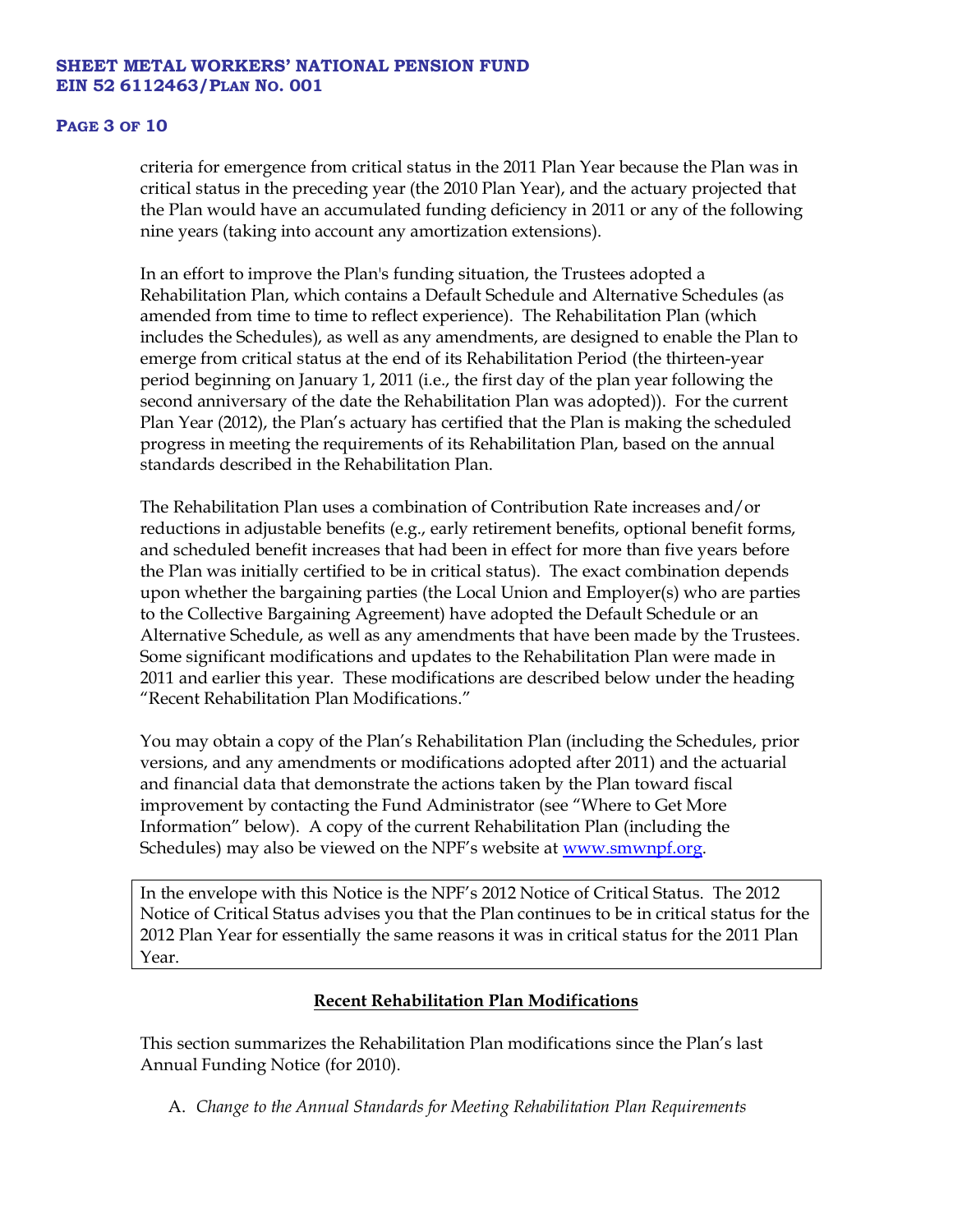criteria for emergence from critical status in the 2011 Plan Year because the Plan was in critical status in the preceding year (the 2010 Plan Year), and the actuary projected that the Plan would have an accumulated funding deficiency in 2011 or any of the following nine years (taking into account any amortization extensions).

In an effort to improve the Plan's funding situation, the Trustees adopted a Rehabilitation Plan, which contains a Default Schedule and Alternative Schedules (as amended from time to time to reflect experience). The Rehabilitation Plan (which includes the Schedules), as well as any amendments, are designed to enable the Plan to emerge from critical status at the end of its Rehabilitation Period (the thirteen-year period beginning on January 1, 2011 (i.e., the first day of the plan year following the second anniversary of the date the Rehabilitation Plan was adopted)). For the current Plan Year (2012), the Plan's actuary has certified that the Plan is making the scheduled progress in meeting the requirements of its Rehabilitation Plan, based on the annual standards described in the Rehabilitation Plan.

The Rehabilitation Plan uses a combination of Contribution Rate increases and/or reductions in adjustable benefits (e.g., early retirement benefits, optional benefit forms, and scheduled benefit increases that had been in effect for more than five years before the Plan was initially certified to be in critical status). The exact combination depends upon whether the bargaining parties (the Local Union and Employer(s) who are parties to the Collective Bargaining Agreement) have adopted the Default Schedule or an Alternative Schedule, as well as any amendments that have been made by the Trustees. Some significant modifications and updates to the Rehabilitation Plan were made in 2011 and earlier this year. These modifications are described below under the heading "Recent Rehabilitation Plan Modifications."

You may obtain a copy of the Plan's Rehabilitation Plan (including the Schedules, prior versions, and any amendments or modifications adopted after 2011) and the actuarial and financial data that demonstrate the actions taken by the Plan toward fiscal improvement by contacting the Fund Administrator (see "Where to Get More Information" below). A copy of the current Rehabilitation Plan (including the Schedules) may also be viewed on the NPF's website at www.smwnpf.org.

In the envelope with this Notice is the NPF's 2012 Notice of Critical Status. The 2012 Notice of Critical Status advises you that the Plan continues to be in critical status for the 2012 Plan Year for essentially the same reasons it was in critical status for the 2011 Plan Year.

## Recent Rehabilitation Plan Modifications

This section summarizes the Rehabilitation Plan modifications since the Plan's last Annual Funding Notice (for 2010).

A. *Change to the Annual Standards for Meeting Rehabilitation Plan Requirements*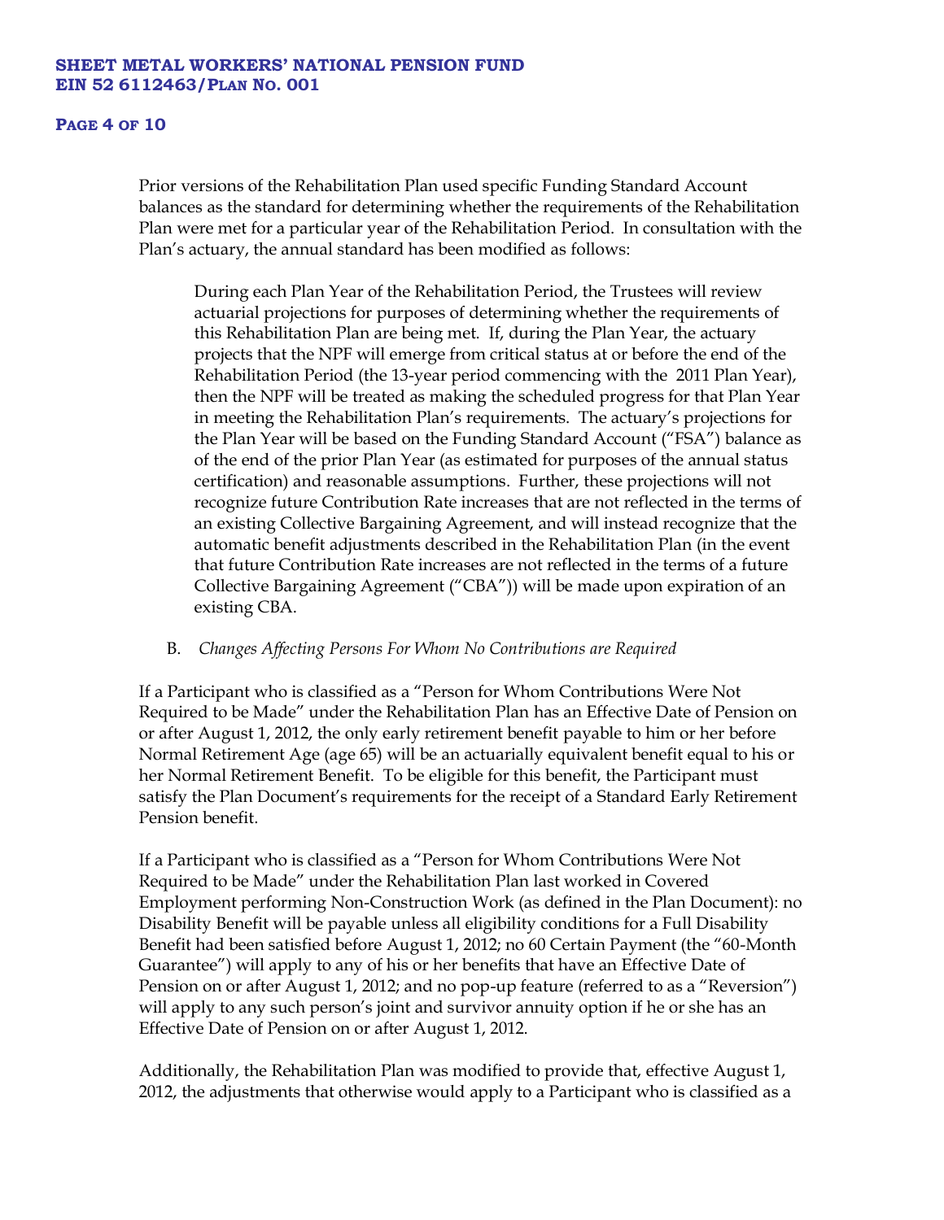Prior versions of the Rehabilitation Plan used specific Funding Standard Account balances as the standard for determining whether the requirements of the Rehabilitation Plan were met for a particular year of the Rehabilitation Period. In consultation with the Plan's actuary, the annual standard has been modified as follows:

> During each Plan Year of the Rehabilitation Period, the Trustees will review actuarial projections for purposes of determining whether the requirements of this Rehabilitation Plan are being met. If, during the Plan Year, the actuary projects that the NPF will emerge from critical status at or before the end of the Rehabilitation Period (the 13-year period commencing with the 2011 Plan Year), then the NPF will be treated as making the scheduled progress for that Plan Year in meeting the Rehabilitation Plan's requirements. The actuary's projections for the Plan Year will be based on the Funding Standard Account ("FSA") balance as of the end of the prior Plan Year (as estimated for purposes of the annual status certification) and reasonable assumptions. Further, these projections will not recognize future Contribution Rate increases that are not reflected in the terms of an existing Collective Bargaining Agreement, and will instead recognize that the automatic benefit adjustments described in the Rehabilitation Plan (in the event that future Contribution Rate increases are not reflected in the terms of a future Collective Bargaining Agreement ("CBA")) will be made upon expiration of an existing CBA.

B. *Changes Affecting Persons For Whom No Contributions are Required*

If a Participant who is classified as a "Person for Whom Contributions Were Not Required to be Made" under the Rehabilitation Plan has an Effective Date of Pension on or after August 1, 2012, the only early retirement benefit payable to him or her before Normal Retirement Age (age 65) will be an actuarially equivalent benefit equal to his or her Normal Retirement Benefit. To be eligible for this benefit, the Participant must satisfy the Plan Document's requirements for the receipt of a Standard Early Retirement Pension benefit.

If a Participant who is classified as a "Person for Whom Contributions Were Not Required to be Made" under the Rehabilitation Plan last worked in Covered Employment performing Non-Construction Work (as defined in the Plan Document): no Disability Benefit will be payable unless all eligibility conditions for a Full Disability Benefit had been satisfied before August 1, 2012; no 60 Certain Payment (the "60-Month Guarantee") will apply to any of his or her benefits that have an Effective Date of Pension on or after August 1, 2012; and no pop-up feature (referred to as a "Reversion") will apply to any such person's joint and survivor annuity option if he or she has an Effective Date of Pension on or after August 1, 2012.

Additionally, the Rehabilitation Plan was modified to provide that, effective August 1, 2012, the adjustments that otherwise would apply to a Participant who is classified as a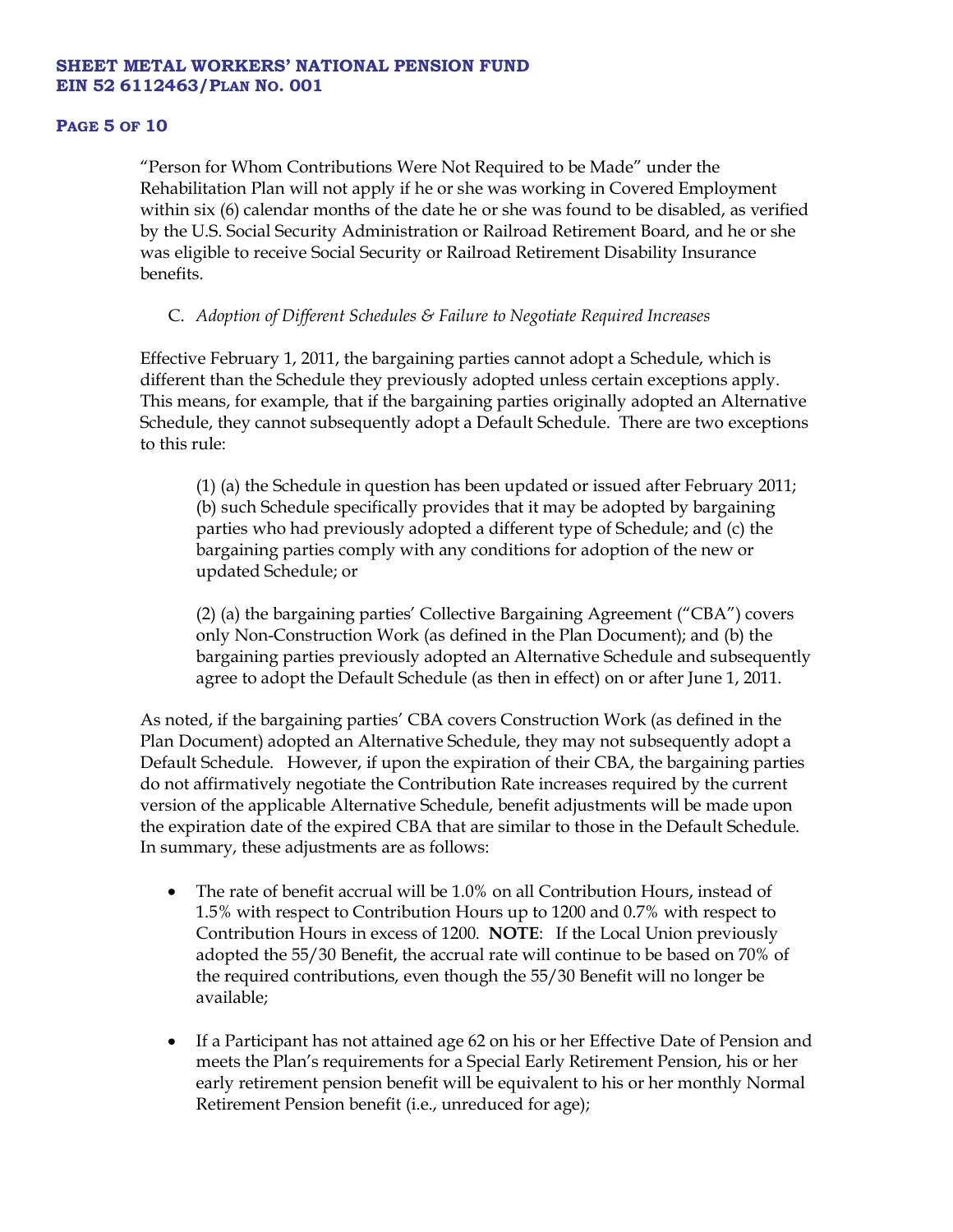"Person for Whom Contributions Were Not Required to be Made" under the Rehabilitation Plan will not apply if he or she was working in Covered Employment within six (6) calendar months of the date he or she was found to be disabled, as verified by the U.S. Social Security Administration or Railroad Retirement Board, and he or she was eligible to receive Social Security or Railroad Retirement Disability Insurance benefits.

C. *Adoption of Different Schedules & Failure to Negotiate Required Increases*

Effective February 1, 2011, the bargaining parties cannot adopt a Schedule, which is different than the Schedule they previously adopted unless certain exceptions apply. This means, for example, that if the bargaining parties originally adopted an Alternative Schedule, they cannot subsequently adopt a Default Schedule. There are two exceptions to this rule:

> (1) (a) the Schedule in question has been updated or issued after February 2011; (b) such Schedule specifically provides that it may be adopted by bargaining parties who had previously adopted a different type of Schedule; and (c) the bargaining parties comply with any conditions for adoption of the new or updated Schedule; or
>
> (2) (a) the bargaining parties' Collective Bargaining Agreement ("CBA") covers only Non-Construction Work (as defined in the Plan Document); and (b) the bargaining parties previously adopted an Alternative Schedule and subsequently agree to adopt the Default Schedule (as then in effect) on or after June 1, 2011.

As noted, if the bargaining parties' CBA covers Construction Work (as defined in the Plan Document) adopted an Alternative Schedule, they may not subsequently adopt a Default Schedule. However, if upon the expiration of their CBA, the bargaining parties do not affirmatively negotiate the Contribution Rate increases required by the current version of the applicable Alternative Schedule, benefit adjustments will be made upon the expiration date of the expired CBA that are similar to those in the Default Schedule. In summary, these adjustments are as follows:

- The rate of benefit accrual will be 1.0% on all Contribution Hours, instead of 1.5% with respect to Contribution Hours up to 1200 and 0.7% with respect to Contribution Hours in excess of 1200. **NOTE**: If the Local Union previously adopted the 55/30 Benefit, the accrual rate will continue to be based on 70% of the required contributions, even though the 55/30 Benefit will no longer be available;
- If a Participant has not attained age 62 on his or her Effective Date of Pension and meets the Plan's requirements for a Special Early Retirement Pension, his or her early retirement pension benefit will be equivalent to his or her monthly Normal Retirement Pension benefit (i.e., unreduced for age);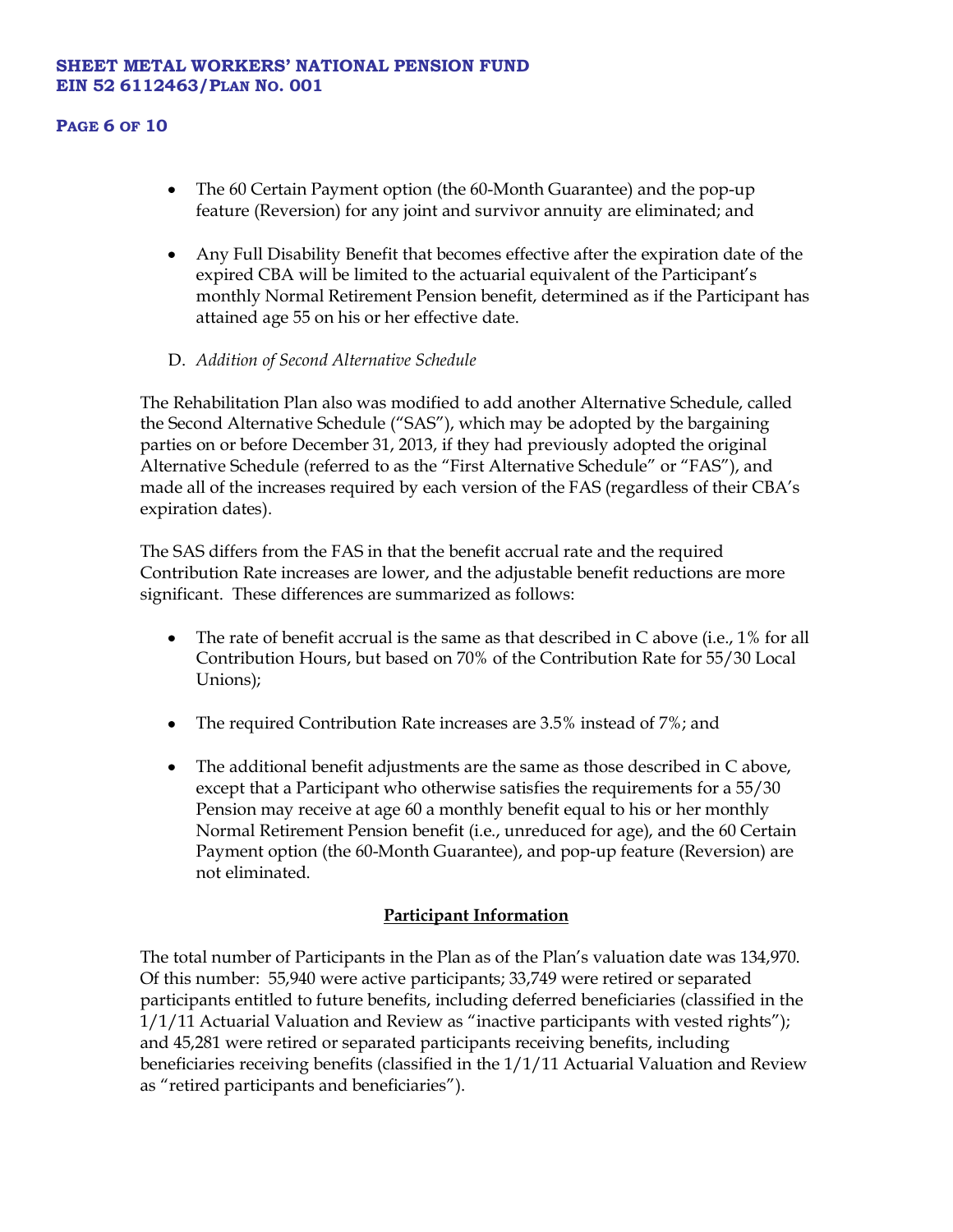- The 60 Certain Payment option (the 60-Month Guarantee) and the pop-up feature (Reversion) for any joint and survivor annuity are eliminated; and

- Any Full Disability Benefit that becomes effective after the expiration date of the expired CBA will be limited to the actuarial equivalent of the Participant's monthly Normal Retirement Pension benefit, determined as if the Participant has attained age 55 on his or her effective date.

D. *Addition of Second Alternative Schedule*

The Rehabilitation Plan also was modified to add another Alternative Schedule, called the Second Alternative Schedule ("SAS"), which may be adopted by the bargaining parties on or before December 31, 2013, if they had previously adopted the original Alternative Schedule (referred to as the "First Alternative Schedule" or "FAS"), and made all of the increases required by each version of the FAS (regardless of their CBA's expiration dates).

The SAS differs from the FAS in that the benefit accrual rate and the required Contribution Rate increases are lower, and the adjustable benefit reductions are more significant. These differences are summarized as follows:

- The rate of benefit accrual is the same as that described in C above (i.e., 1% for all Contribution Hours, but based on 70% of the Contribution Rate for 55/30 Local Unions);

- The required Contribution Rate increases are 3.5% instead of 7%; and

- The additional benefit adjustments are the same as those described in C above, except that a Participant who otherwise satisfies the requirements for a 55/30 Pension may receive at age 60 a monthly benefit equal to his or her monthly Normal Retirement Pension benefit (i.e., unreduced for age), and the 60 Certain Payment option (the 60-Month Guarantee), and pop-up feature (Reversion) are not eliminated.

## Participant Information

The total number of Participants in the Plan as of the Plan's valuation date was 134,970. Of this number: 55,940 were active participants; 33,749 were retired or separated participants entitled to future benefits, including deferred beneficiaries (classified in the 1/1/11 Actuarial Valuation and Review as "inactive participants with vested rights"); and 45,281 were retired or separated participants receiving benefits, including beneficiaries receiving benefits (classified in the 1/1/11 Actuarial Valuation and Review as "retired participants and beneficiaries").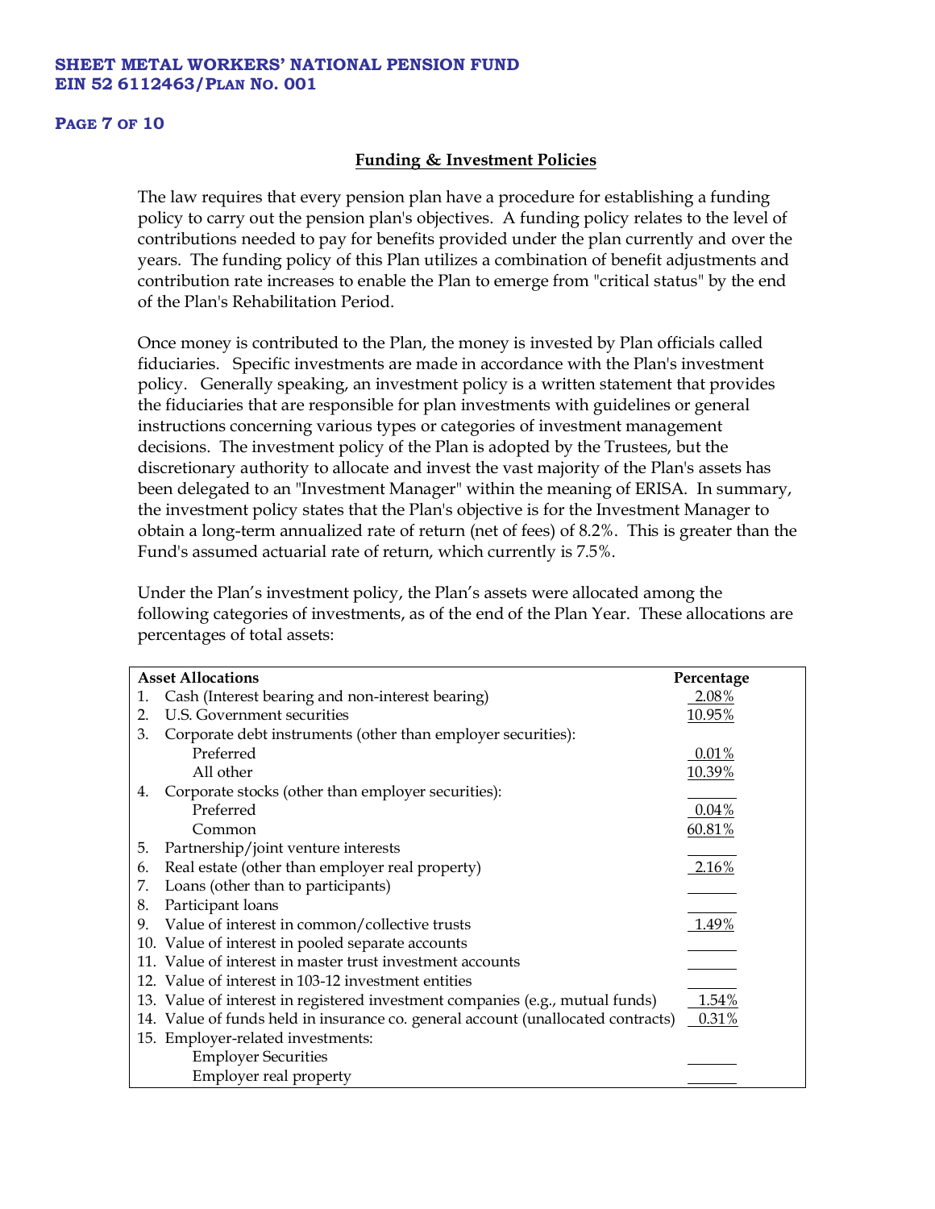## Funding & Investment Policies

The law requires that every pension plan have a procedure for establishing a funding policy to carry out the pension plan's objectives. A funding policy relates to the level of contributions needed to pay for benefits provided under the plan currently and over the years. The funding policy of this Plan utilizes a combination of benefit adjustments and contribution rate increases to enable the Plan to emerge from "critical status" by the end of the Plan's Rehabilitation Period.

Once money is contributed to the Plan, the money is invested by Plan officials called fiduciaries. Specific investments are made in accordance with the Plan's investment policy. Generally speaking, an investment policy is a written statement that provides the fiduciaries that are responsible for plan investments with guidelines or general instructions concerning various types or categories of investment management decisions. The investment policy of the Plan is adopted by the Trustees, but the discretionary authority to allocate and invest the vast majority of the Plan's assets has been delegated to an "Investment Manager" within the meaning of ERISA. In summary, the investment policy states that the Plan's objective is for the Investment Manager to obtain a long-term annualized rate of return (net of fees) of 8.2%. This is greater than the Fund's assumed actuarial rate of return, which currently is 7.5%.

Under the Plan's investment policy, the Plan's assets were allocated among the following categories of investments, as of the end of the Plan Year. These allocations are percentages of total assets:

| Asset Allocations | Percentage |
|---|---|
| 1. Cash (Interest bearing and non-interest bearing) | 2.08% |
| 2. U.S. Government securities | 10.95% |
| 3. Corporate debt instruments (other than employer securities): | |
| Preferred | 0.01% |
| All other | 10.39% |
| 4. Corporate stocks (other than employer securities): | |
| Preferred | 0.04% |
| Common | 60.81% |
| 5. Partnership/joint venture interests | |
| 6. Real estate (other than employer real property) | 2.16% |
| 7. Loans (other than to participants) | |
| 8. Participant loans | |
| 9. Value of interest in common/collective trusts | 1.49% |
| 10. Value of interest in pooled separate accounts | |
| 11. Value of interest in master trust investment accounts | |
| 12. Value of interest in 103-12 investment entities | |
| 13. Value of interest in registered investment companies (e.g., mutual funds) | 1.54% |
| 14. Value of funds held in insurance co. general account (unallocated contracts) | 0.31% |
| 15. Employer-related investments: | |
| Employer Securities | |
| Employer real property | |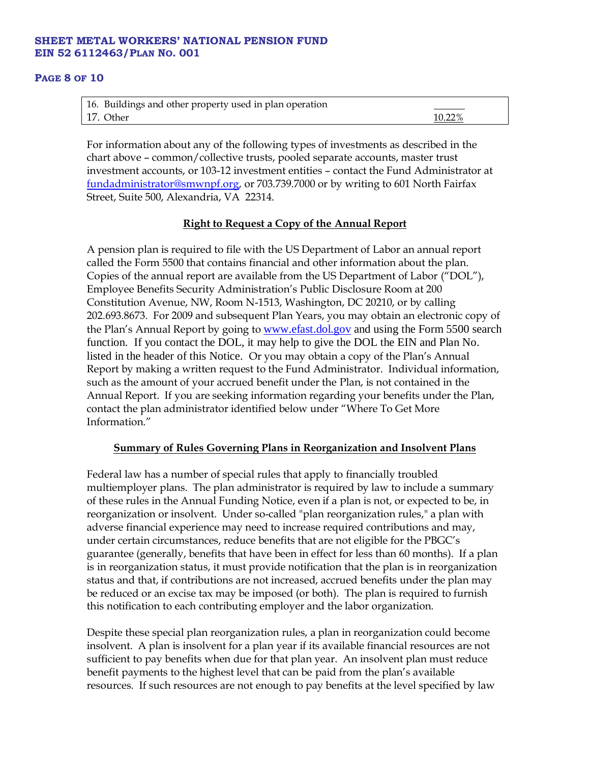| | |
|---|---|
| 16. Buildings and other property used in plan operation | |
| 17. Other | 10.22% |

For information about any of the following types of investments as described in the chart above – common/collective trusts, pooled separate accounts, master trust investment accounts, or 103-12 investment entities – contact the Fund Administrator at fundadministrator@smwnpf.org, or 703.739.7000 or by writing to 601 North Fairfax Street, Suite 500, Alexandria, VA 22314.

## Right to Request a Copy of the Annual Report

A pension plan is required to file with the US Department of Labor an annual report called the Form 5500 that contains financial and other information about the plan. Copies of the annual report are available from the US Department of Labor ("DOL"), Employee Benefits Security Administration's Public Disclosure Room at 200 Constitution Avenue, NW, Room N-1513, Washington, DC 20210, or by calling 202.693.8673. For 2009 and subsequent Plan Years, you may obtain an electronic copy of the Plan's Annual Report by going to www.efast.dol.gov and using the Form 5500 search function. If you contact the DOL, it may help to give the DOL the EIN and Plan No. listed in the header of this Notice. Or you may obtain a copy of the Plan's Annual Report by making a written request to the Fund Administrator. Individual information, such as the amount of your accrued benefit under the Plan, is not contained in the Annual Report. If you are seeking information regarding your benefits under the Plan, contact the plan administrator identified below under "Where To Get More Information."

## Summary of Rules Governing Plans in Reorganization and Insolvent Plans

Federal law has a number of special rules that apply to financially troubled multiemployer plans. The plan administrator is required by law to include a summary of these rules in the Annual Funding Notice, even if a plan is not, or expected to be, in reorganization or insolvent. Under so-called "plan reorganization rules," a plan with adverse financial experience may need to increase required contributions and may, under certain circumstances, reduce benefits that are not eligible for the PBGC's guarantee (generally, benefits that have been in effect for less than 60 months). If a plan is in reorganization status, it must provide notification that the plan is in reorganization status and that, if contributions are not increased, accrued benefits under the plan may be reduced or an excise tax may be imposed (or both). The plan is required to furnish this notification to each contributing employer and the labor organization.

Despite these special plan reorganization rules, a plan in reorganization could become insolvent. A plan is insolvent for a plan year if its available financial resources are not sufficient to pay benefits when due for that plan year. An insolvent plan must reduce benefit payments to the highest level that can be paid from the plan's available resources. If such resources are not enough to pay benefits at the level specified by law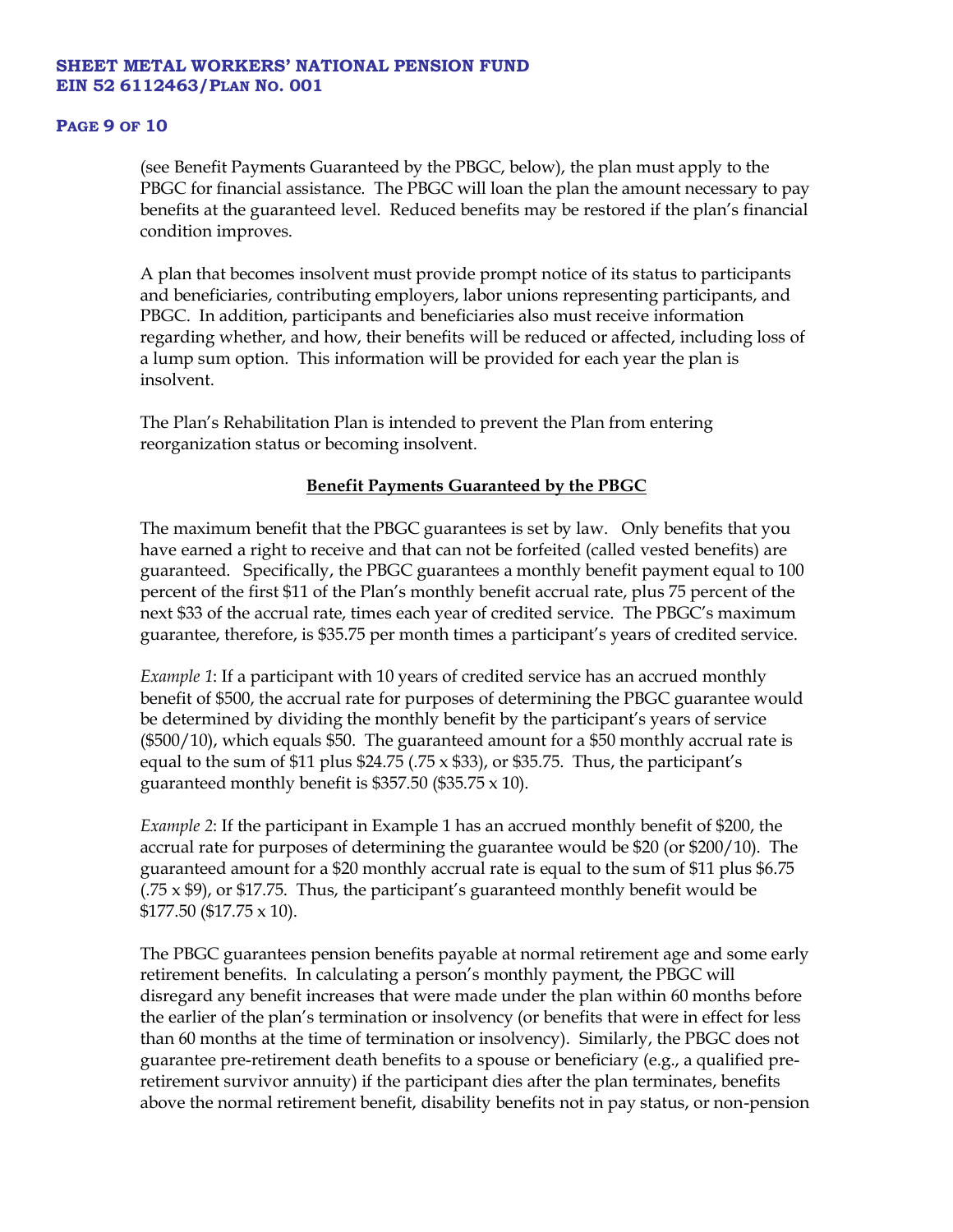(see Benefit Payments Guaranteed by the PBGC, below), the plan must apply to the PBGC for financial assistance. The PBGC will loan the plan the amount necessary to pay benefits at the guaranteed level. Reduced benefits may be restored if the plan's financial condition improves.

A plan that becomes insolvent must provide prompt notice of its status to participants and beneficiaries, contributing employers, labor unions representing participants, and PBGC. In addition, participants and beneficiaries also must receive information regarding whether, and how, their benefits will be reduced or affected, including loss of a lump sum option. This information will be provided for each year the plan is insolvent.

The Plan's Rehabilitation Plan is intended to prevent the Plan from entering reorganization status or becoming insolvent.

## Benefit Payments Guaranteed by the PBGC

The maximum benefit that the PBGC guarantees is set by law. Only benefits that you have earned a right to receive and that can not be forfeited (called vested benefits) are guaranteed. Specifically, the PBGC guarantees a monthly benefit payment equal to 100 percent of the first $11 of the Plan's monthly benefit accrual rate, plus 75 percent of the next $33 of the accrual rate, times each year of credited service. The PBGC's maximum guarantee, therefore, is $35.75 per month times a participant's years of credited service.

*Example 1*: If a participant with 10 years of credited service has an accrued monthly benefit of $500, the accrual rate for purposes of determining the PBGC guarantee would be determined by dividing the monthly benefit by the participant's years of service ($500/10), which equals $50. The guaranteed amount for a $50 monthly accrual rate is equal to the sum of $11 plus $24.75 (.75 x $33), or $35.75. Thus, the participant's guaranteed monthly benefit is $357.50 ($35.75 x 10).

*Example 2*: If the participant in Example 1 has an accrued monthly benefit of $200, the accrual rate for purposes of determining the guarantee would be $20 (or $200/10). The guaranteed amount for a $20 monthly accrual rate is equal to the sum of $11 plus $6.75 (.75 x $9), or $17.75. Thus, the participant's guaranteed monthly benefit would be $177.50 ($17.75 x 10).

The PBGC guarantees pension benefits payable at normal retirement age and some early retirement benefits. In calculating a person's monthly payment, the PBGC will disregard any benefit increases that were made under the plan within 60 months before the earlier of the plan's termination or insolvency (or benefits that were in effect for less than 60 months at the time of termination or insolvency). Similarly, the PBGC does not guarantee pre-retirement death benefits to a spouse or beneficiary (e.g., a qualified pre-retirement survivor annuity) if the participant dies after the plan terminates, benefits above the normal retirement benefit, disability benefits not in pay status, or non-pension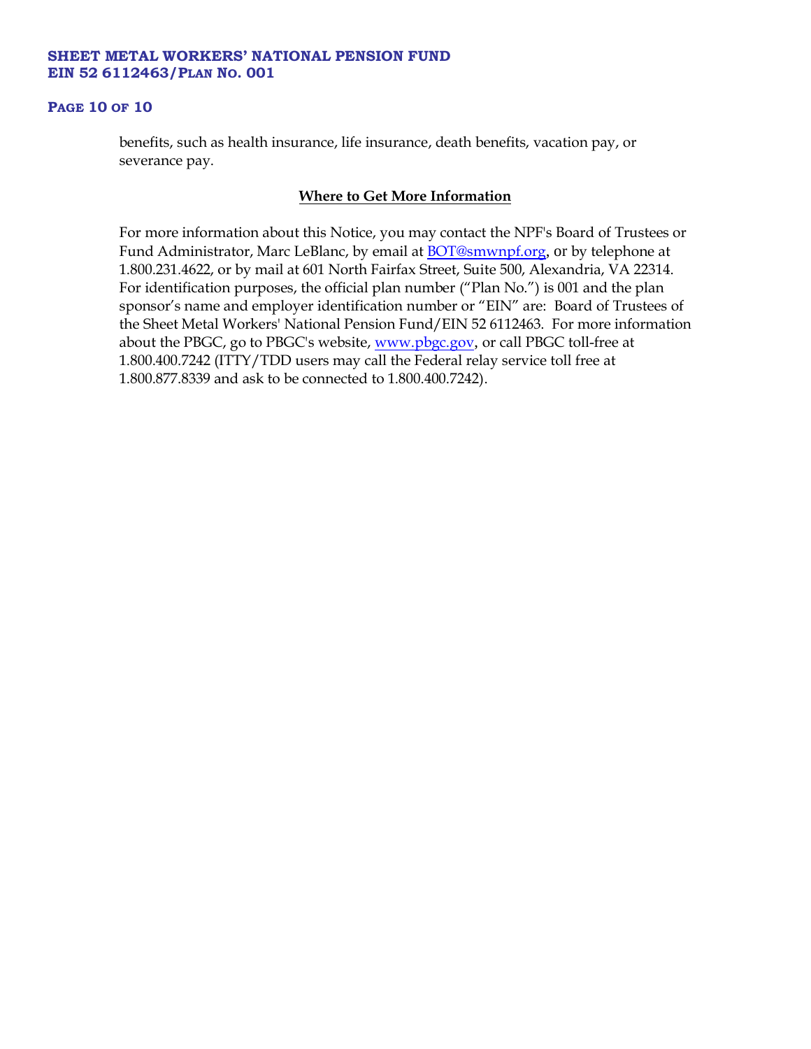benefits, such as health insurance, life insurance, death benefits, vacation pay, or severance pay.

## Where to Get More Information

For more information about this Notice, you may contact the NPF's Board of Trustees or Fund Administrator, Marc LeBlanc, by email at BOT@smwnpf.org, or by telephone at 1.800.231.4622, or by mail at 601 North Fairfax Street, Suite 500, Alexandria, VA 22314. For identification purposes, the official plan number ("Plan No.") is 001 and the plan sponsor's name and employer identification number or "EIN" are: Board of Trustees of the Sheet Metal Workers' National Pension Fund/EIN 52 6112463. For more information about the PBGC, go to PBGC's website, www.pbgc.gov, or call PBGC toll-free at 1.800.400.7242 (ITTY/TDD users may call the Federal relay service toll free at 1.800.877.8339 and ask to be connected to 1.800.400.7242).